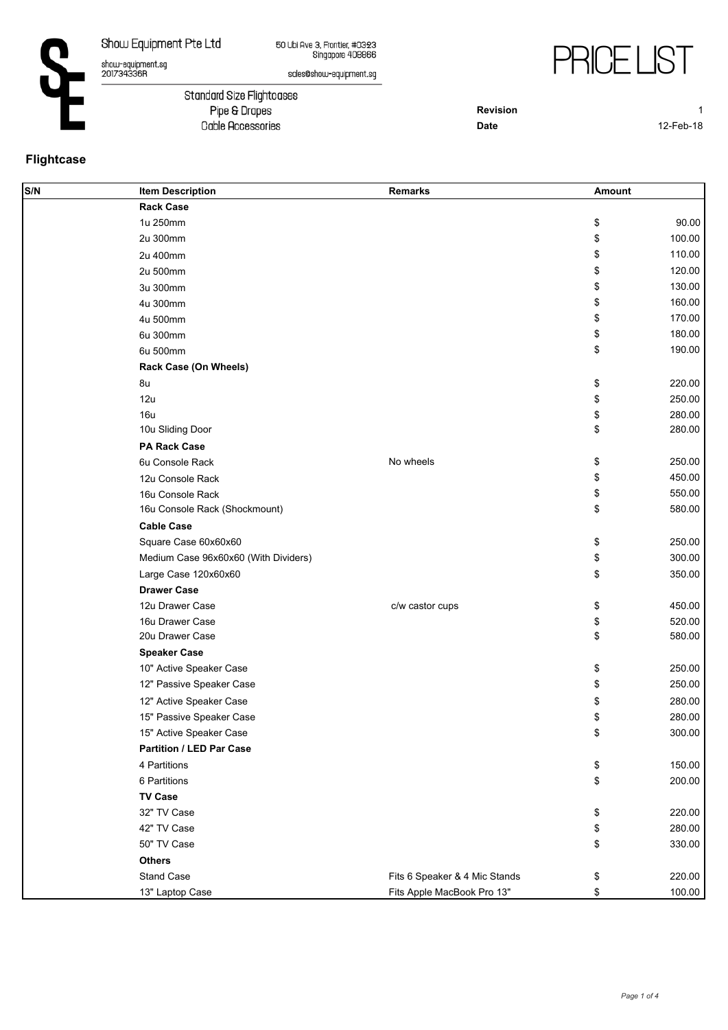Show Equipment Pte Ltd
show-equipment.sg
201734336R

50 Ubi Ave 3, Frontier, #03-23
Singapore 408866
sales@show-equipment.sg

# PRICE LIST

Standard Size Flightcases
Pipe & Drapes
Cable Accessories

**Revision** 1
**Date** 12-Feb-18

## Flightcase

| S/N | Item Description | Remarks | Amount |
|---|---|---|---|
| | **Rack Case** | | |
| | 1u 250mm | | $ 90.00 |
| | 2u 300mm | | $ 100.00 |
| | 2u 400mm | | $ 110.00 |
| | 2u 500mm | | $ 120.00 |
| | 3u 300mm | | $ 130.00 |
| | 4u 300mm | | $ 160.00 |
| | 4u 500mm | | $ 170.00 |
| | 6u 300mm | | $ 180.00 |
| | 6u 500mm | | $ 190.00 |
| | **Rack Case (On Wheels)** | | |
| | 8u | | $ 220.00 |
| | 12u | | $ 250.00 |
| | 16u | | $ 280.00 |
| | 10u Sliding Door | | $ 280.00 |
| | **PA Rack Case** | | |
| | 6u Console Rack | No wheels | $ 250.00 |
| | 12u Console Rack | | $ 450.00 |
| | 16u Console Rack | | $ 550.00 |
| | 16u Console Rack (Shockmount) | | $ 580.00 |
| | **Cable Case** | | |
| | Square Case 60x60x60 | | $ 250.00 |
| | Medium Case 96x60x60 (With Dividers) | | $ 300.00 |
| | Large Case 120x60x60 | | $ 350.00 |
| | **Drawer Case** | | |
| | 12u Drawer Case | c/w castor cups | $ 450.00 |
| | 16u Drawer Case | | $ 520.00 |
| | 20u Drawer Case | | $ 580.00 |
| | **Speaker Case** | | |
| | 10" Active Speaker Case | | $ 250.00 |
| | 12" Passive Speaker Case | | $ 250.00 |
| | 12" Active Speaker Case | | $ 280.00 |
| | 15" Passive Speaker Case | | $ 280.00 |
| | 15" Active Speaker Case | | $ 300.00 |
| | **Partition / LED Par Case** | | |
| | 4 Partitions | | $ 150.00 |
| | 6 Partitions | | $ 200.00 |
| | **TV Case** | | |
| | 32" TV Case | | $ 220.00 |
| | 42" TV Case | | $ 280.00 |
| | 50" TV Case | | $ 330.00 |
| | **Others** | | |
| | Stand Case | Fits 6 Speaker & 4 Mic Stands | $ 220.00 |
| | 13" Laptop Case | Fits Apple MacBook Pro 13" | $ 100.00 |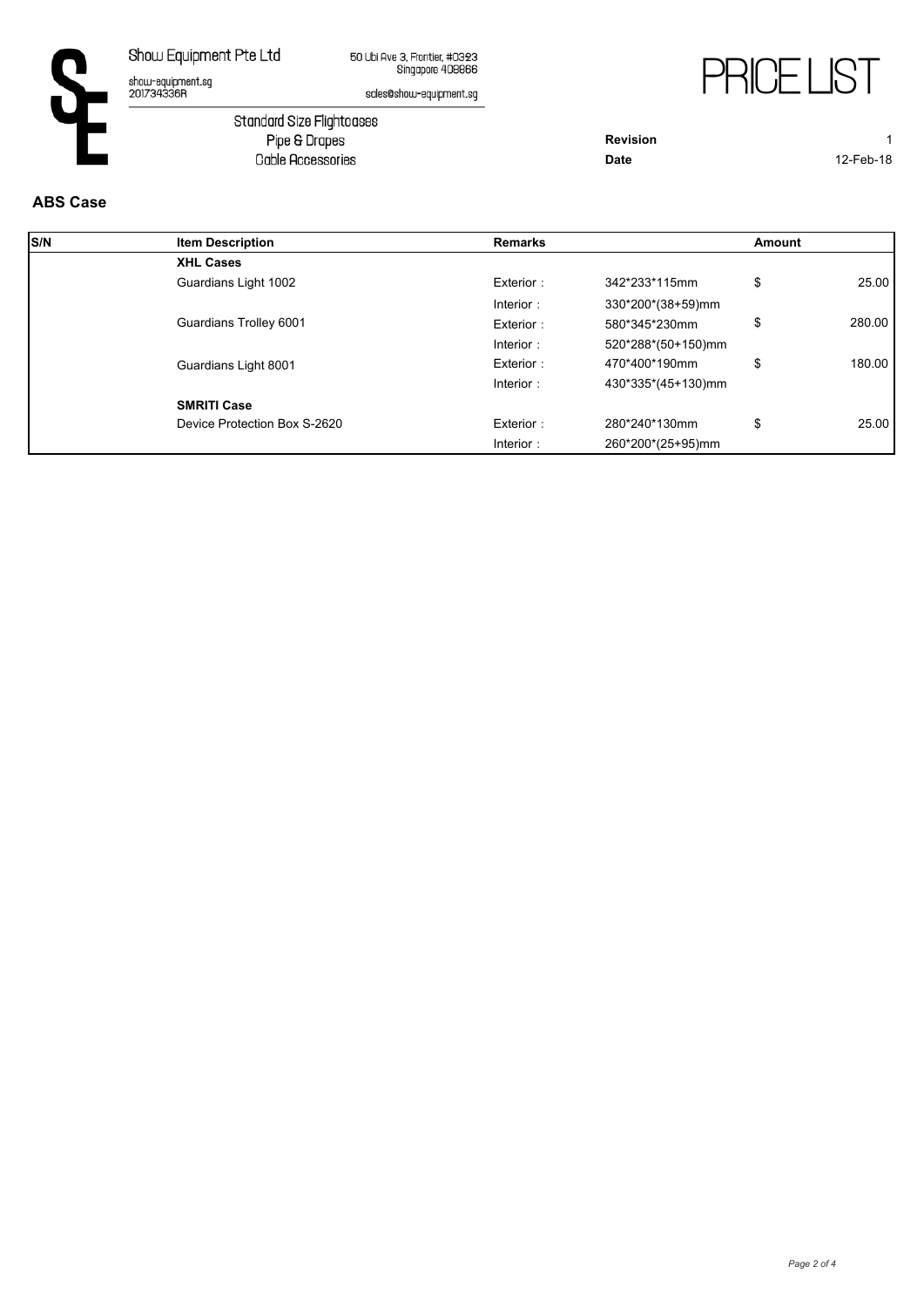Show Equipment Pte Ltd

show-equipment.sg
201734336R

50 Ubi Ave 3, Frontier, #03-23
Singapore 408866

sales@show-equipment.sg

Standard Size Flightcases
Pipe & Drapes
Cable Accessories

# PRICE LIST

**Revision** 1
**Date** 12-Feb-18

## ABS Case

| S/N | Item Description | Remarks | | Amount | |
|---|---|---|---|---|---|
| | **XHL Cases** | | | | |
| | Guardians Light 1002 | Exterior : | 342*233*115mm | $ | 25.00 |
| | | Interior : | 330*200*(38+59)mm | | |
| | Guardians Trolley 6001 | Exterior : | 580*345*230mm | $ | 280.00 |
| | | Interior : | 520*288*(50+150)mm | | |
| | Guardians Light 8001 | Exterior : | 470*400*190mm | $ | 180.00 |
| | | Interior : | 430*335*(45+130)mm | | |
| | **SMRITI Case** | | | | |
| | Device Protection Box S-2620 | Exterior : | 280*240*130mm | $ | 25.00 |
| | | Interior : | 260*200*(25+95)mm | | |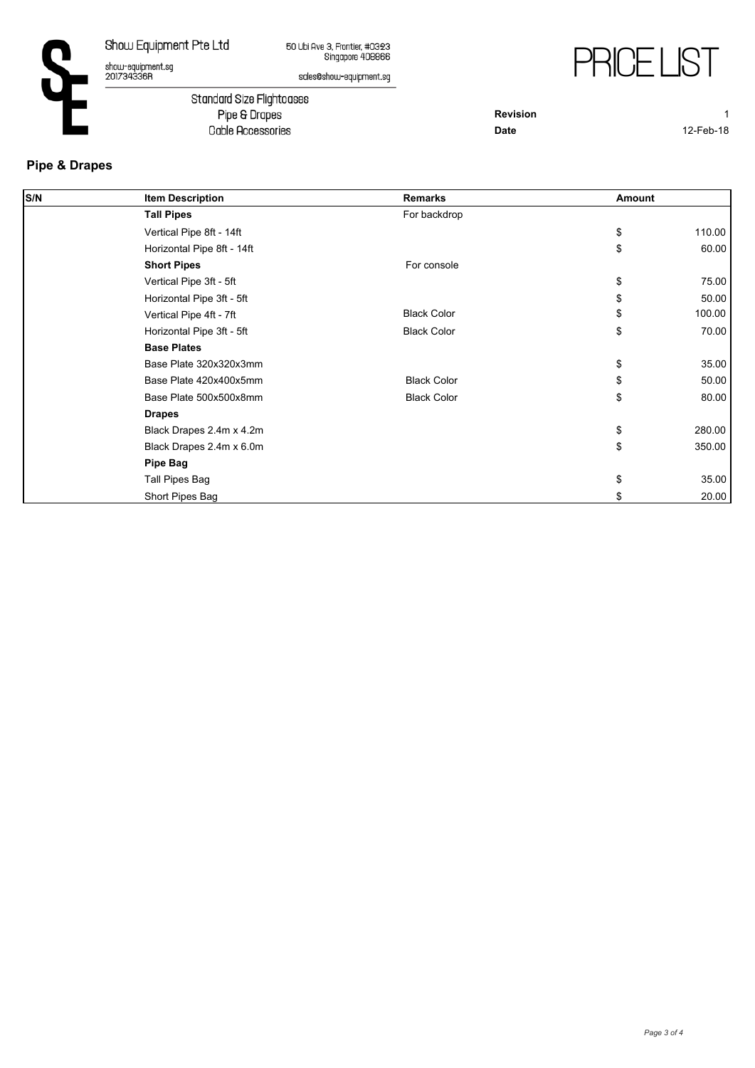Show Equipment Pte Ltd

show-equipment.sg
201734336R

50 Ubi Ave 3, Frontier, #03-23
Singapore 408866

sales@show-equipment.sg

Standard Size Flightcases
Pipe & Drapes
Cable Accessories

# PRICE LIST

**Revision** 1
**Date** 12-Feb-18

## Pipe & Drapes

| S/N | Item Description | Remarks | Amount | |
|---|---|---|---|---|
| | **Tall Pipes** | For backdrop | | |
| | Vertical Pipe 8ft - 14ft | | $ | 110.00 |
| | Horizontal Pipe 8ft - 14ft | | $ | 60.00 |
| | **Short Pipes** | For console | | |
| | Vertical Pipe 3ft - 5ft | | $ | 75.00 |
| | Horizontal Pipe 3ft - 5ft | | $ | 50.00 |
| | Vertical Pipe 4ft - 7ft | Black Color | $ | 100.00 |
| | Horizontal Pipe 3ft - 5ft | Black Color | $ | 70.00 |
| | **Base Plates** | | | |
| | Base Plate 320x320x3mm | | $ | 35.00 |
| | Base Plate 420x400x5mm | Black Color | $ | 50.00 |
| | Base Plate 500x500x8mm | Black Color | $ | 80.00 |
| | **Drapes** | | | |
| | Black Drapes 2.4m x 4.2m | | $ | 280.00 |
| | Black Drapes 2.4m x 6.0m | | $ | 350.00 |
| | **Pipe Bag** | | | |
| | Tall Pipes Bag | | $ | 35.00 |
| | Short Pipes Bag | | $ | 20.00 |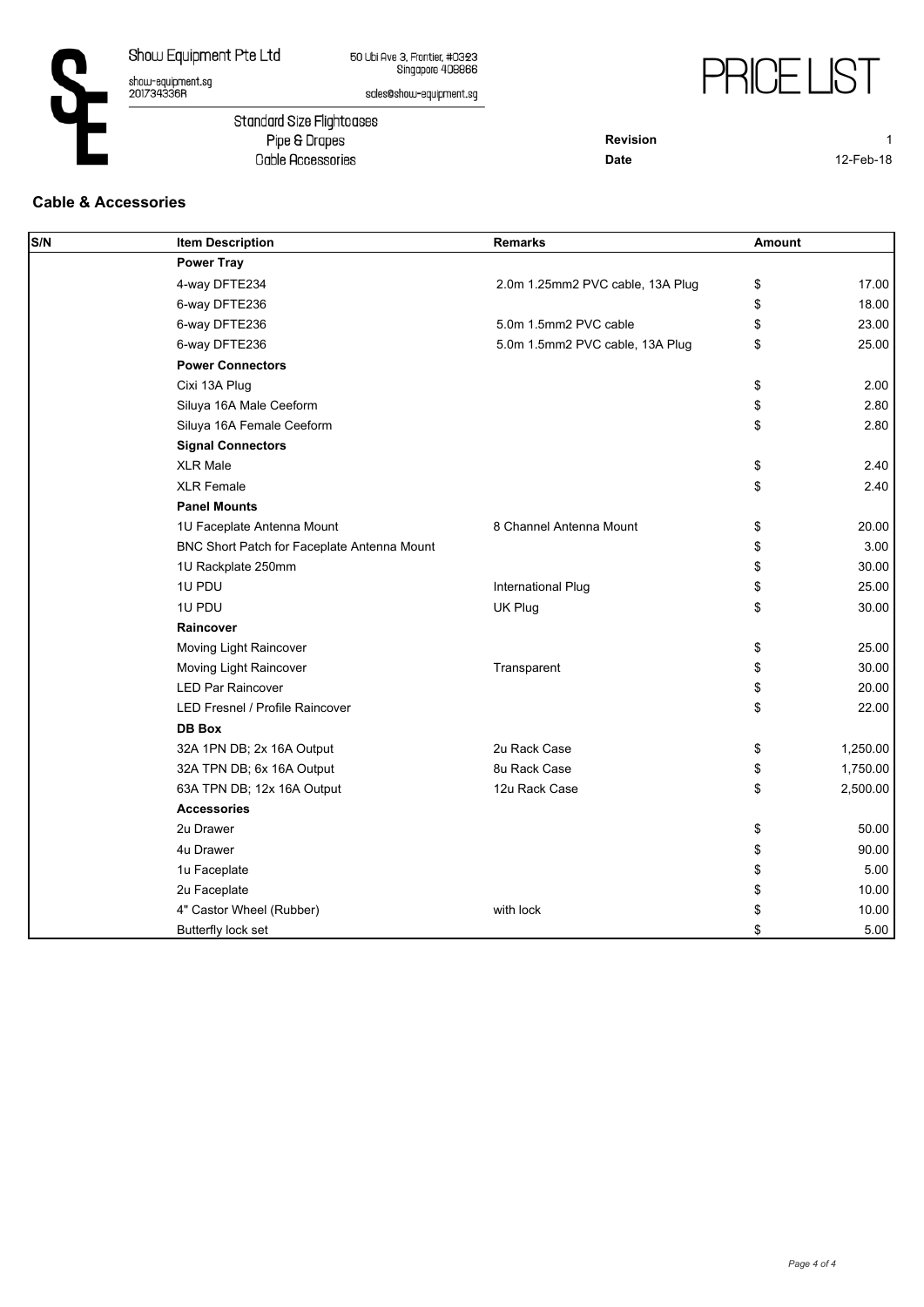Show Equipment Pte Ltd
show-equipment.sg
201734336R

50 Ubi Ave 3, Frontier, #03-23
Singapore 408866
sales@show-equipment.sg

Standard Size Flightcases
Pipe & Drapes
Cable Accessories

# PRICE LIST

**Revision** 1
**Date** 12-Feb-18

## Cable & Accessories

| S/N | Item Description | Remarks | Amount | |
|---|---|---|---|---|
| | **Power Tray** | | | |
| | 4-way DFTE234 | 2.0m 1.25mm2 PVC cable, 13A Plug | $ | 17.00 |
| | 6-way DFTE236 | | $ | 18.00 |
| | 6-way DFTE236 | 5.0m 1.5mm2 PVC cable | $ | 23.00 |
| | 6-way DFTE236 | 5.0m 1.5mm2 PVC cable, 13A Plug | $ | 25.00 |
| | **Power Connectors** | | | |
| | Cixi 13A Plug | | $ | 2.00 |
| | Siluya 16A Male Ceeform | | $ | 2.80 |
| | Siluya 16A Female Ceeform | | $ | 2.80 |
| | **Signal Connectors** | | | |
| | XLR Male | | $ | 2.40 |
| | XLR Female | | $ | 2.40 |
| | **Panel Mounts** | | | |
| | 1U Faceplate Antenna Mount | 8 Channel Antenna Mount | $ | 20.00 |
| | BNC Short Patch for Faceplate Antenna Mount | | $ | 3.00 |
| | 1U Rackplate 250mm | | $ | 30.00 |
| | 1U PDU | International Plug | $ | 25.00 |
| | 1U PDU | UK Plug | $ | 30.00 |
| | **Raincover** | | | |
| | Moving Light Raincover | | $ | 25.00 |
| | Moving Light Raincover | Transparent | $ | 30.00 |
| | LED Par Raincover | | $ | 20.00 |
| | LED Fresnel / Profile Raincover | | $ | 22.00 |
| | **DB Box** | | | |
| | 32A 1PN DB; 2x 16A Output | 2u Rack Case | $ | 1,250.00 |
| | 32A TPN DB; 6x 16A Output | 8u Rack Case | $ | 1,750.00 |
| | 63A TPN DB; 12x 16A Output | 12u Rack Case | $ | 2,500.00 |
| | **Accessories** | | | |
| | 2u Drawer | | $ | 50.00 |
| | 4u Drawer | | $ | 90.00 |
| | 1u Faceplate | | $ | 5.00 |
| | 2u Faceplate | | $ | 10.00 |
| | 4" Castor Wheel (Rubber) | with lock | $ | 10.00 |
| | Butterfly lock set | | $ | 5.00 |